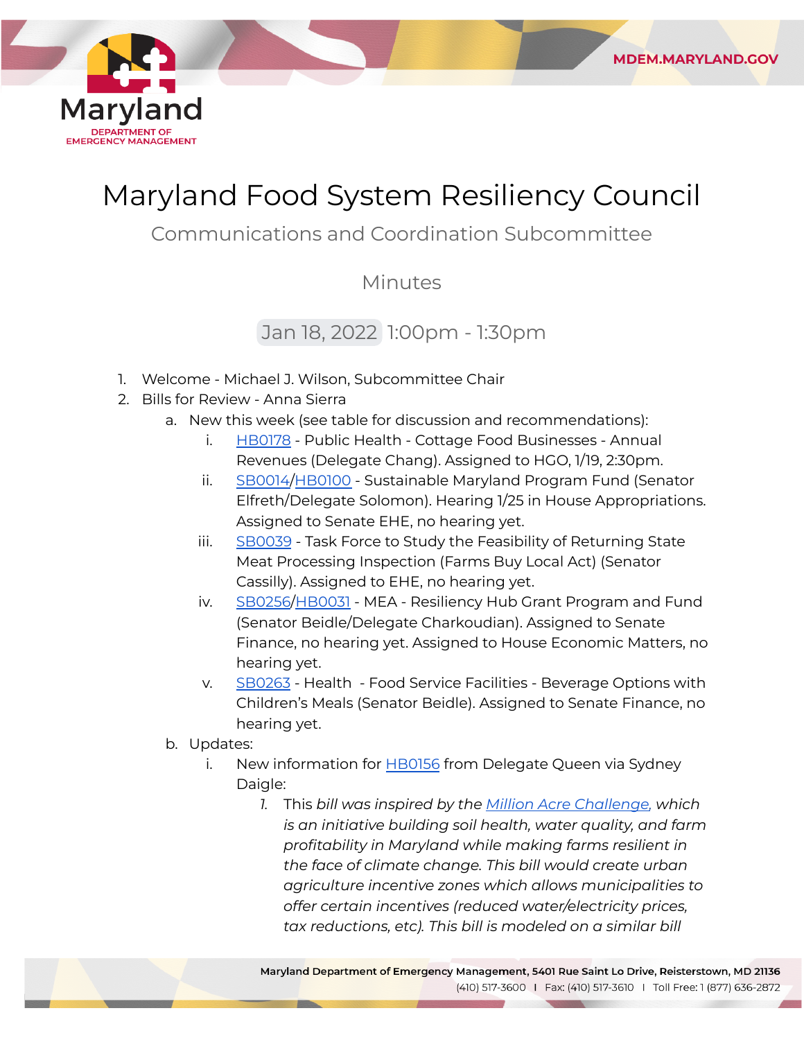# Maryland Food System Resiliency Council

## Communications and Coordination Subcommittee

### Minutes

Jan 18, 2022 1:00pm - 1:30pm

1. Welcome - Michael J. Wilson, Subcommittee Chair
2. Bills for Review - Anna Sierra
   a. New this week (see table for discussion and recommendations):
      i. HB0178 - Public Health - Cottage Food Businesses - Annual Revenues (Delegate Chang). Assigned to HGO, 1/19, 2:30pm.
      ii. SB0014/HB0100 - Sustainable Maryland Program Fund (Senator Elfreth/Delegate Solomon). Hearing 1/25 in House Appropriations. Assigned to Senate EHE, no hearing yet.
      iii. SB0039 - Task Force to Study the Feasibility of Returning State Meat Processing Inspection (Farms Buy Local Act) (Senator Cassilly). Assigned to EHE, no hearing yet.
      iv. SB0256/HB0031 - MEA - Resiliency Hub Grant Program and Fund (Senator Beidle/Delegate Charkoudian). Assigned to Senate Finance, no hearing yet. Assigned to House Economic Matters, no hearing yet.
      v. SB0263 - Health - Food Service Facilities - Beverage Options with Children's Meals (Senator Beidle). Assigned to Senate Finance, no hearing yet.

   b. Updates:
      i. New information for HB0156 from Delegate Queen via Sydney Daigle:
         1. *This bill was inspired by the Million Acre Challenge, which is an initiative building soil health, water quality, and farm profitability in Maryland while making farms resilient in the face of climate change. This bill would create urban agriculture incentive zones which allows municipalities to offer certain incentives (reduced water/electricity prices, tax reductions, etc). This bill is modeled on a similar bill*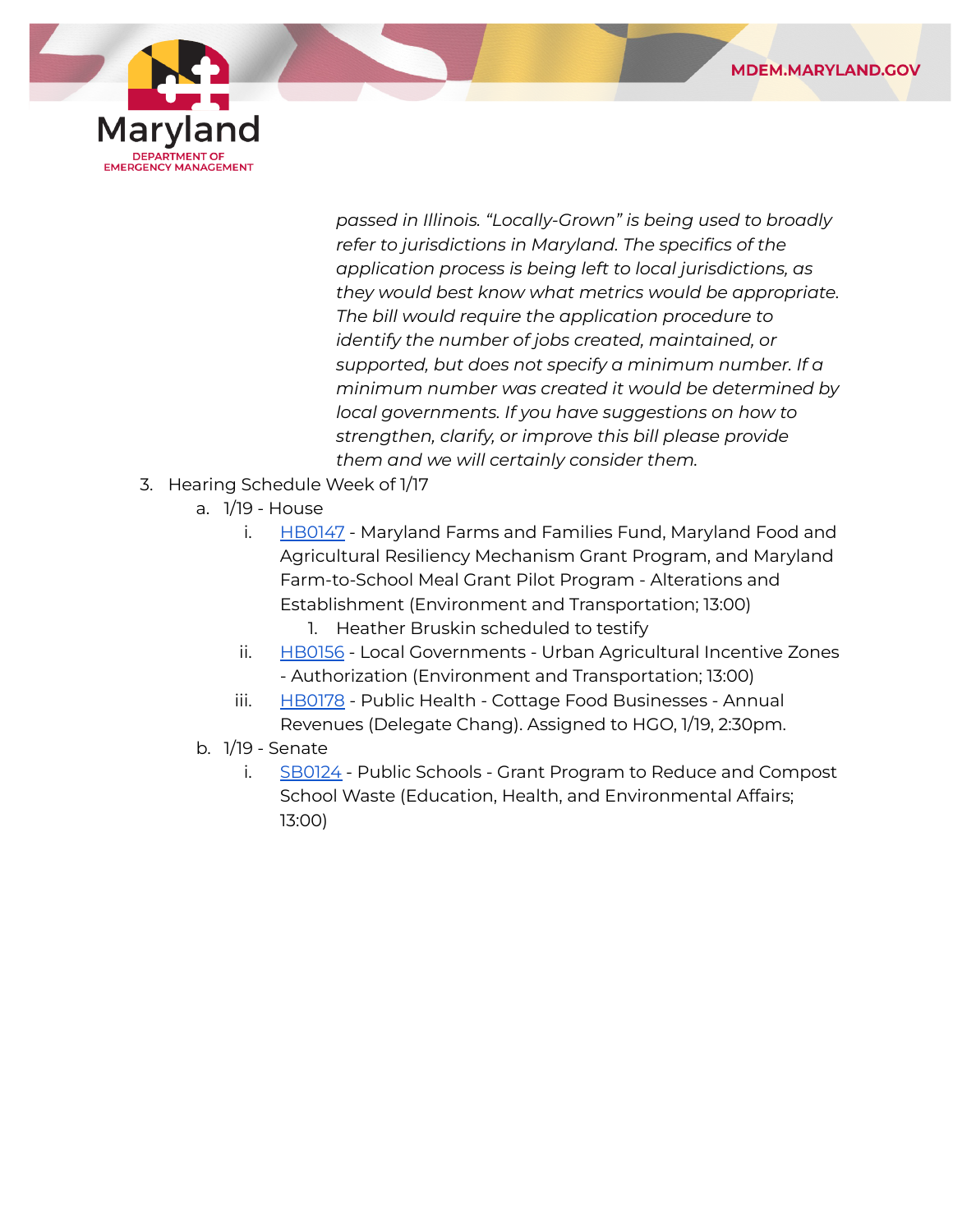*passed in Illinois. "Locally-Grown" is being used to broadly refer to jurisdictions in Maryland. The specifics of the application process is being left to local jurisdictions, as they would best know what metrics would be appropriate. The bill would require the application procedure to identify the number of jobs created, maintained, or supported, but does not specify a minimum number. If a minimum number was created it would be determined by local governments. If you have suggestions on how to strengthen, clarify, or improve this bill please provide them and we will certainly consider them.*

3. Hearing Schedule Week of 1/17
   a. 1/19 - House
      i. HB0147 - Maryland Farms and Families Fund, Maryland Food and Agricultural Resiliency Mechanism Grant Program, and Maryland Farm-to-School Meal Grant Pilot Program - Alterations and Establishment (Environment and Transportation; 13:00)
         1. Heather Bruskin scheduled to testify
      ii. HB0156 - Local Governments - Urban Agricultural Incentive Zones - Authorization (Environment and Transportation; 13:00)
      iii. HB0178 - Public Health - Cottage Food Businesses - Annual Revenues (Delegate Chang). Assigned to HGO, 1/19, 2:30pm.
   b. 1/19 - Senate
      i. SB0124 - Public Schools - Grant Program to Reduce and Compost School Waste (Education, Health, and Environmental Affairs; 13:00)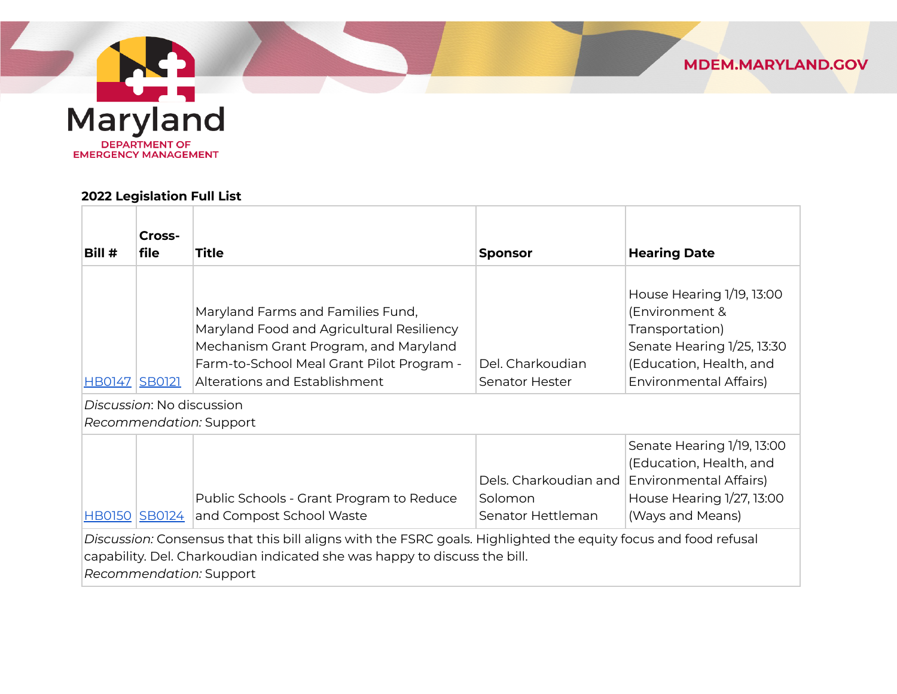**2022 Legislation Full List**

| Bill # | Cross-file | Title | Sponsor | Hearing Date |
|---|---|---|---|---|
| HB0147 | SB0121 | Maryland Farms and Families Fund, Maryland Food and Agricultural Resiliency Mechanism Grant Program, and Maryland Farm-to-School Meal Grant Pilot Program - Alterations and Establishment | Del. Charkoudian<br>Senator Hester | House Hearing 1/19, 13:00 (Environment & Transportation)<br>Senate Hearing 1/25, 13:30 (Education, Health, and Environmental Affairs) |
| *Discussion*: No discussion<br>*Recommendation:* Support | | | | |
| HB0150 | SB0124 | Public Schools - Grant Program to Reduce and Compost School Waste | Dels. Charkoudian and Solomon<br>Senator Hettleman | Senate Hearing 1/19, 13:00 (Education, Health, and Environmental Affairs)<br>House Hearing 1/27, 13:00 (Ways and Means) |
| *Discussion:* Consensus that this bill aligns with the FSRC goals. Highlighted the equity focus and food refusal capability. Del. Charkoudian indicated she was happy to discuss the bill.<br>*Recommendation:* Support | | | | |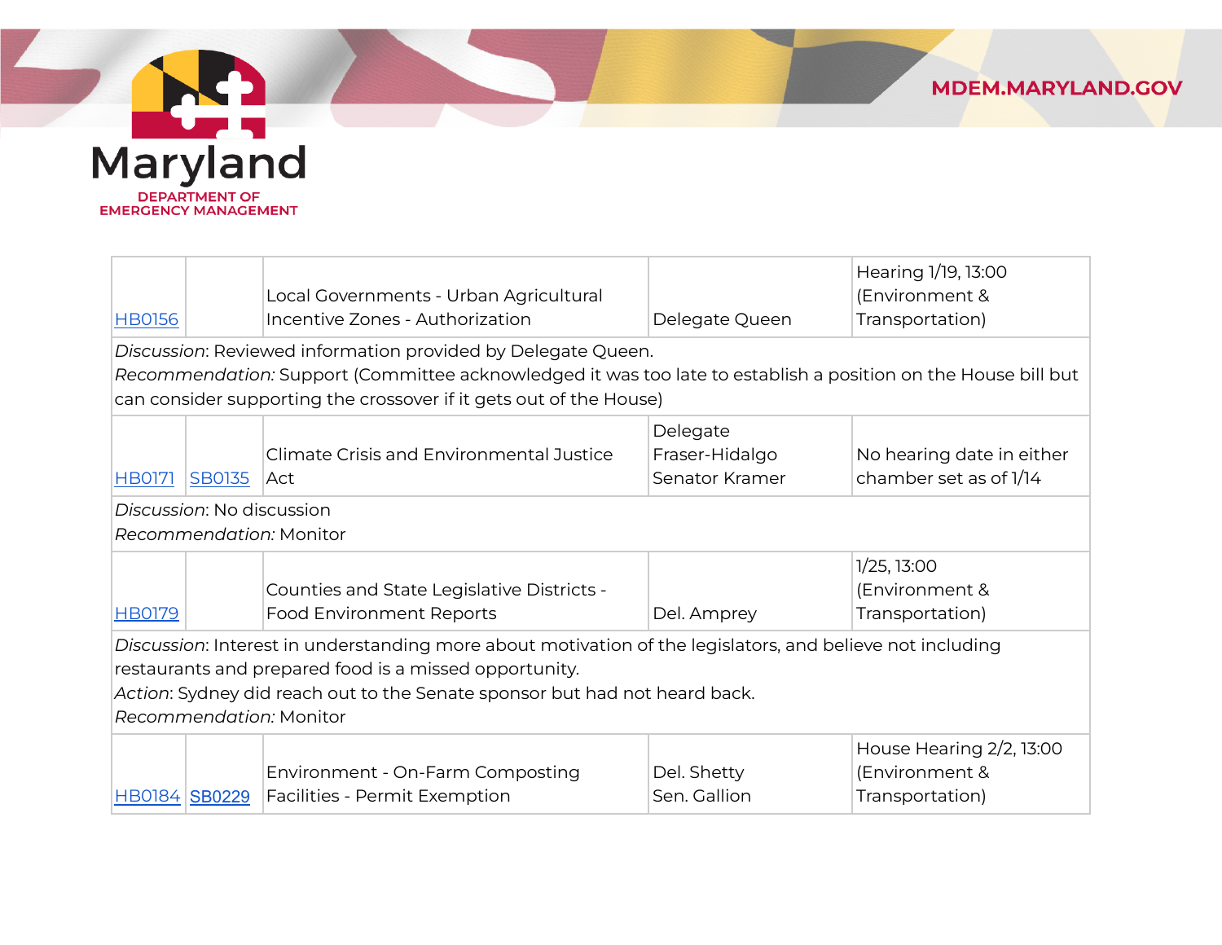| | | | | |
|---|---|---|---|---|
| HB0156 | | Local Governments - Urban Agricultural Incentive Zones - Authorization | Delegate Queen | Hearing 1/19, 13:00 (Environment & Transportation) |
| *Discussion*: Reviewed information provided by Delegate Queen.<br>*Recommendation:* Support (Committee acknowledged it was too late to establish a position on the House bill but can consider supporting the crossover if it gets out of the House) | | | | |
| HB0171 | SB0135 | Climate Crisis and Environmental Justice Act | Delegate Fraser-Hidalgo<br>Senator Kramer | No hearing date in either chamber set as of 1/14 |
| *Discussion*: No discussion<br>*Recommendation:* Monitor | | | | |
| HB0179 | | Counties and State Legislative Districts - Food Environment Reports | Del. Amprey | 1/25, 13:00 (Environment & Transportation) |
| *Discussion*: Interest in understanding more about motivation of the legislators, and believe not including restaurants and prepared food is a missed opportunity.<br>*Action*: Sydney did reach out to the Senate sponsor but had not heard back.<br>*Recommendation:* Monitor | | | | |
| HB0184 | SB0229 | Environment - On-Farm Composting Facilities - Permit Exemption | Del. Shetty<br>Sen. Gallion | House Hearing 2/2, 13:00 (Environment & Transportation) |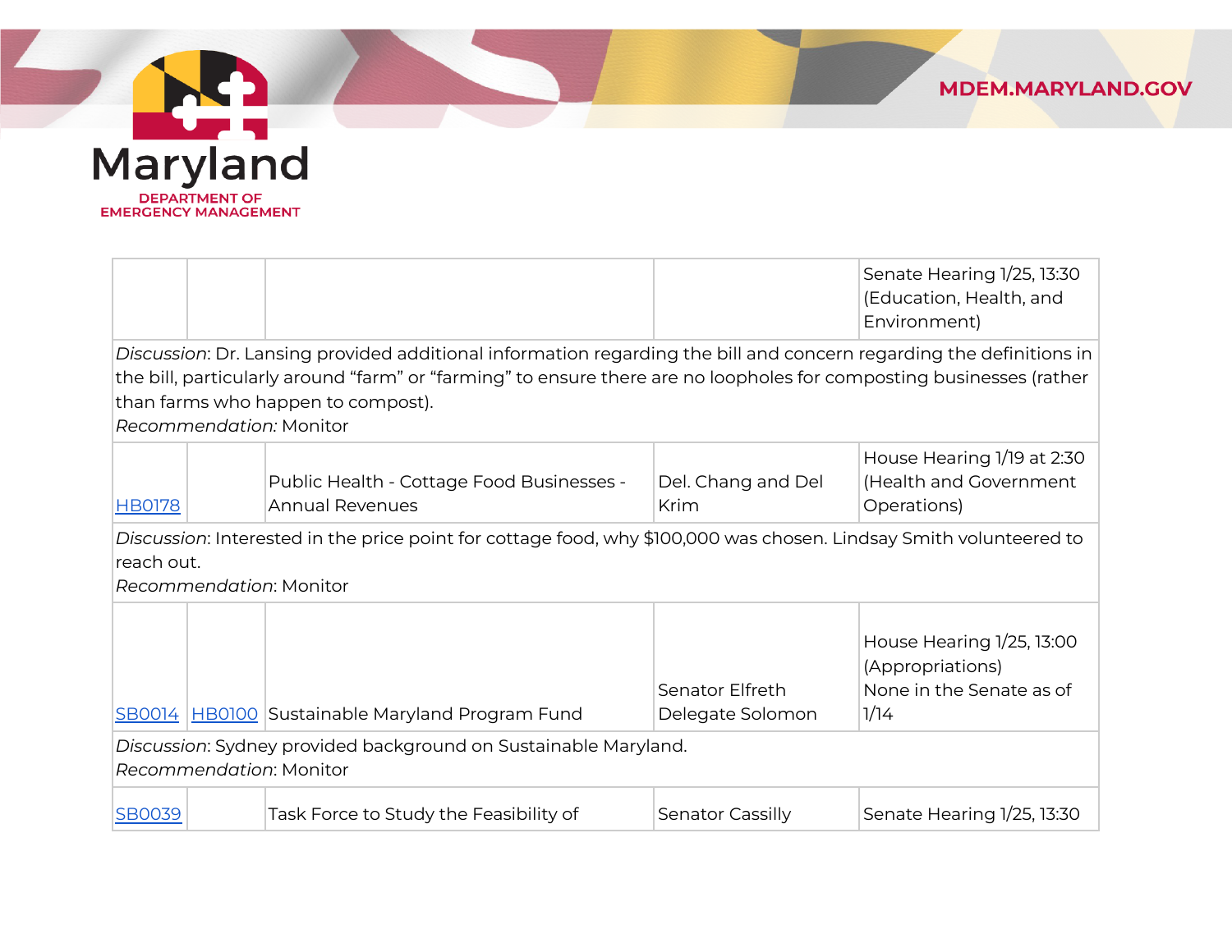| | | | | |
|---|---|---|---|---|
| | | | | Senate Hearing 1/25, 13:30 (Education, Health, and Environment) |
| *Discussion*: Dr. Lansing provided additional information regarding the bill and concern regarding the definitions in the bill, particularly around "farm" or "farming" to ensure there are no loopholes for composting businesses (rather than farms who happen to compost).<br>*Recommendation:* Monitor | | | | |
| HB0178 | | Public Health - Cottage Food Businesses - Annual Revenues | Del. Chang and Del Krim | House Hearing 1/19 at 2:30 (Health and Government Operations) |
| *Discussion*: Interested in the price point for cottage food, why $100,000 was chosen. Lindsay Smith volunteered to reach out.<br>*Recommendation*: Monitor | | | | |
| SB0014 | HB0100 | Sustainable Maryland Program Fund | Senator Elfreth<br>Delegate Solomon | House Hearing 1/25, 13:00 (Appropriations)<br>None in the Senate as of 1/14 |
| *Discussion*: Sydney provided background on Sustainable Maryland.<br>*Recommendation*: Monitor | | | | |
| SB0039 | | Task Force to Study the Feasibility of | Senator Cassilly | Senate Hearing 1/25, 13:30 |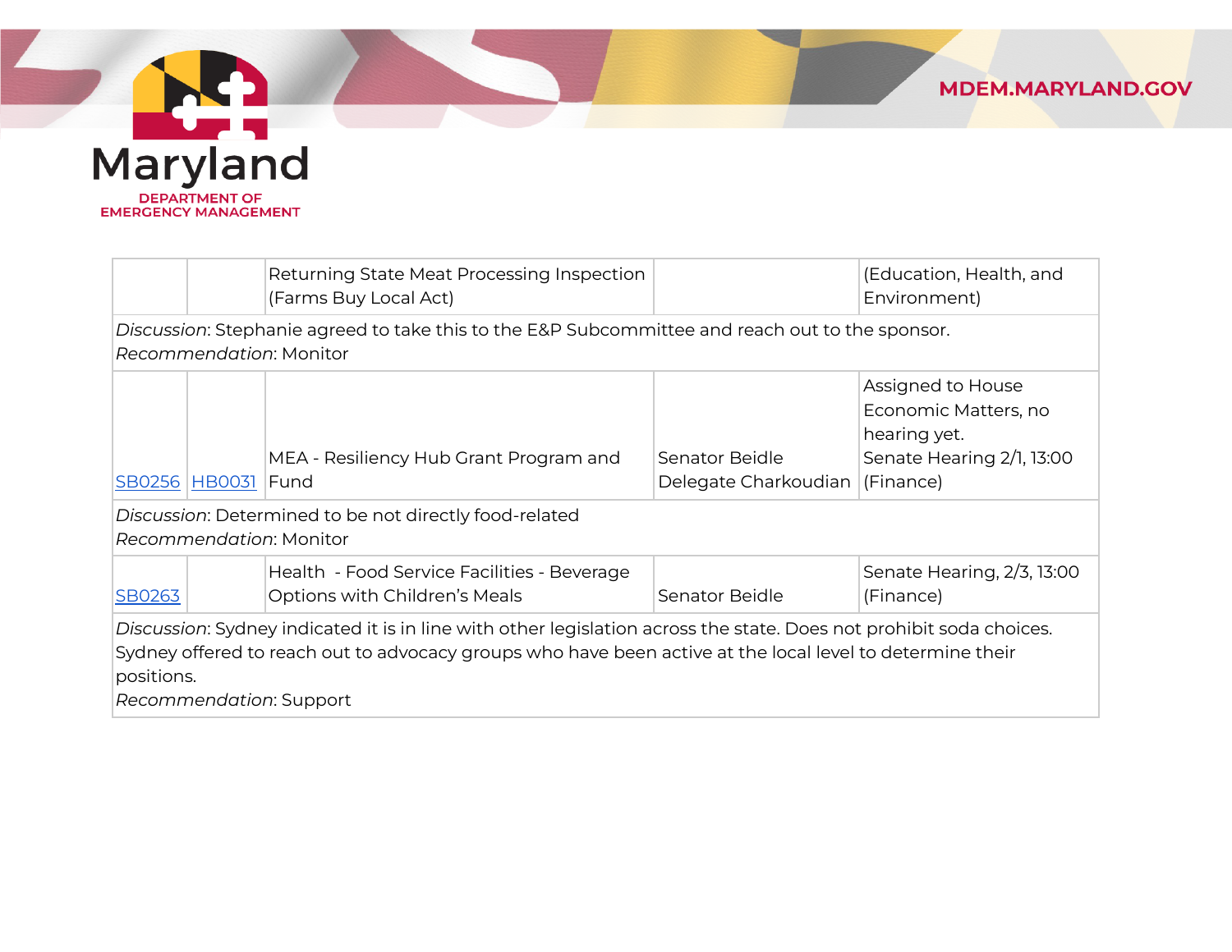| | | | | |
|---|---|---|---|---|
| | | Returning State Meat Processing Inspection (Farms Buy Local Act) | | (Education, Health, and Environment) |
| *Discussion*: Stephanie agreed to take this to the E&P Subcommittee and reach out to the sponsor. *Recommendation*: Monitor | | | | |
| SB0256 | HB0031 | MEA - Resiliency Hub Grant Program and Fund | Senator Beidle Delegate Charkoudian | Assigned to House Economic Matters, no hearing yet. Senate Hearing 2/1, 13:00 (Finance) |
| *Discussion*: Determined to be not directly food-related *Recommendation*: Monitor | | | | |
| SB0263 | | Health - Food Service Facilities - Beverage Options with Children's Meals | Senator Beidle | Senate Hearing, 2/3, 13:00 (Finance) |
| *Discussion*: Sydney indicated it is in line with other legislation across the state. Does not prohibit soda choices. Sydney offered to reach out to advocacy groups who have been active at the local level to determine their positions. *Recommendation*: Support | | | | |